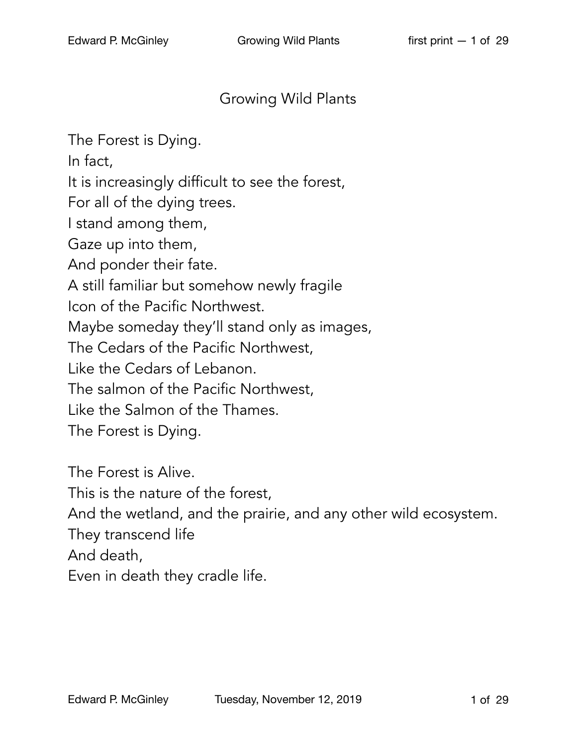# Growing Wild Plants

The Forest is Dying.  
In fact,  
It is increasingly difficult to see the forest,  
For all of the dying trees.  
I stand among them,  
Gaze up into them,  
And ponder their fate.  
A still familiar but somehow newly fragile  
Icon of the Pacific Northwest.  
Maybe someday they'll stand only as images,  
The Cedars of the Pacific Northwest,  
Like the Cedars of Lebanon.  
The salmon of the Pacific Northwest,  
Like the Salmon of the Thames.  
The Forest is Dying.

The Forest is Alive.  
This is the nature of the forest,  
And the wetland, and the prairie, and any other wild ecosystem.  
They transcend life  
And death,  
Even in death they cradle life.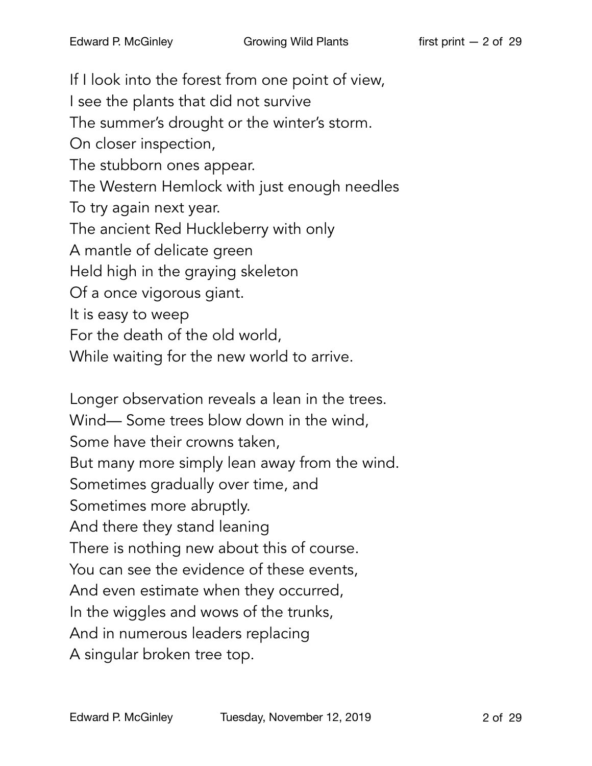If I look into the forest from one point of view,  
I see the plants that did not survive  
The summer's drought or the winter's storm.  
On closer inspection,  
The stubborn ones appear.  
The Western Hemlock with just enough needles  
To try again next year.  
The ancient Red Huckleberry with only  
A mantle of delicate green  
Held high in the graying skeleton  
Of a once vigorous giant.  
It is easy to weep  
For the death of the old world,  
While waiting for the new world to arrive.

Longer observation reveals a lean in the trees.  
Wind— Some trees blow down in the wind,  
Some have their crowns taken,  
But many more simply lean away from the wind.  
Sometimes gradually over time, and  
Sometimes more abruptly.  
And there they stand leaning  
There is nothing new about this of course.  
You can see the evidence of these events,  
And even estimate when they occurred,  
In the wiggles and wows of the trunks,  
And in numerous leaders replacing  
A singular broken tree top.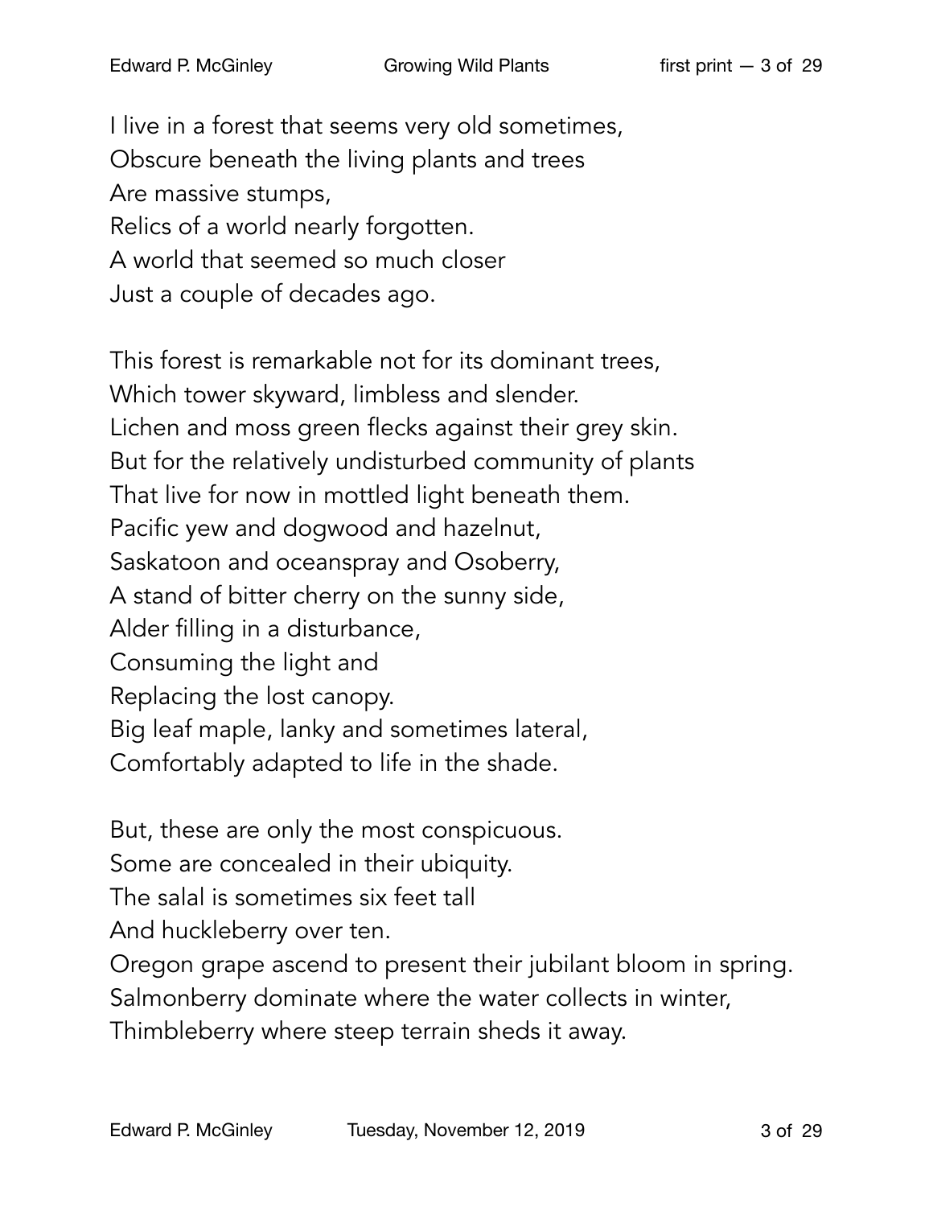I live in a forest that seems very old sometimes,  
Obscure beneath the living plants and trees  
Are massive stumps,  
Relics of a world nearly forgotten.  
A world that seemed so much closer  
Just a couple of decades ago.

This forest is remarkable not for its dominant trees,  
Which tower skyward, limbless and slender.  
Lichen and moss green flecks against their grey skin.  
But for the relatively undisturbed community of plants  
That live for now in mottled light beneath them.  
Pacific yew and dogwood and hazelnut,  
Saskatoon and oceanspray and Osoberry,  
A stand of bitter cherry on the sunny side,  
Alder filling in a disturbance,  
Consuming the light and  
Replacing the lost canopy.  
Big leaf maple, lanky and sometimes lateral,  
Comfortably adapted to life in the shade.

But, these are only the most conspicuous.  
Some are concealed in their ubiquity.  
The salal is sometimes six feet tall  
And huckleberry over ten.  
Oregon grape ascend to present their jubilant bloom in spring.  
Salmonberry dominate where the water collects in winter,  
Thimbleberry where steep terrain sheds it away.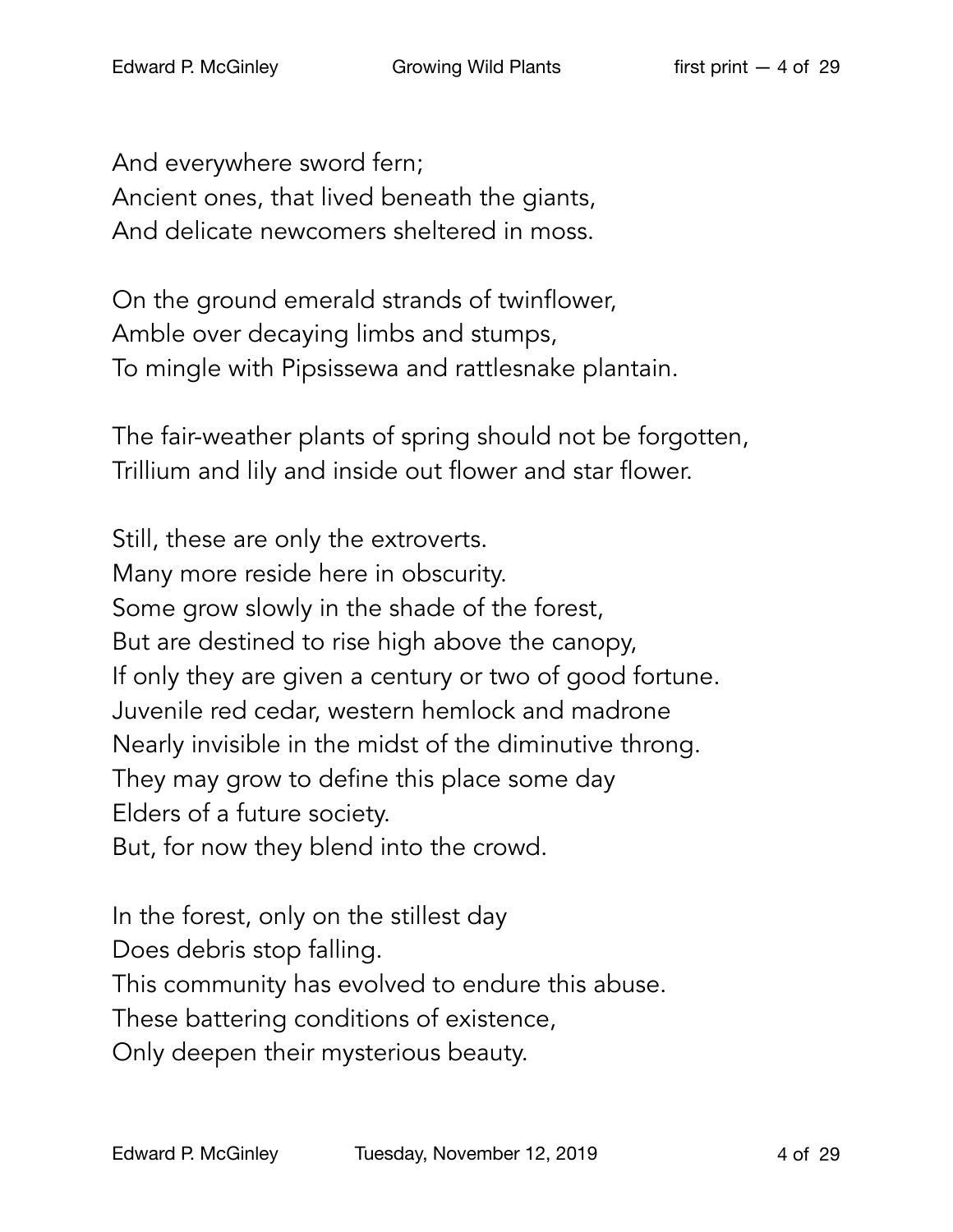And everywhere sword fern;  
Ancient ones, that lived beneath the giants,  
And delicate newcomers sheltered in moss.

On the ground emerald strands of twinflower,  
Amble over decaying limbs and stumps,  
To mingle with Pipsissewa and rattlesnake plantain.

The fair-weather plants of spring should not be forgotten,  
Trillium and lily and inside out flower and star flower.

Still, these are only the extroverts.  
Many more reside here in obscurity.  
Some grow slowly in the shade of the forest,  
But are destined to rise high above the canopy,  
If only they are given a century or two of good fortune.  
Juvenile red cedar, western hemlock and madrone  
Nearly invisible in the midst of the diminutive throng.  
They may grow to define this place some day  
Elders of a future society.  
But, for now they blend into the crowd.

In the forest, only on the stillest day  
Does debris stop falling.  
This community has evolved to endure this abuse.  
These battering conditions of existence,  
Only deepen their mysterious beauty.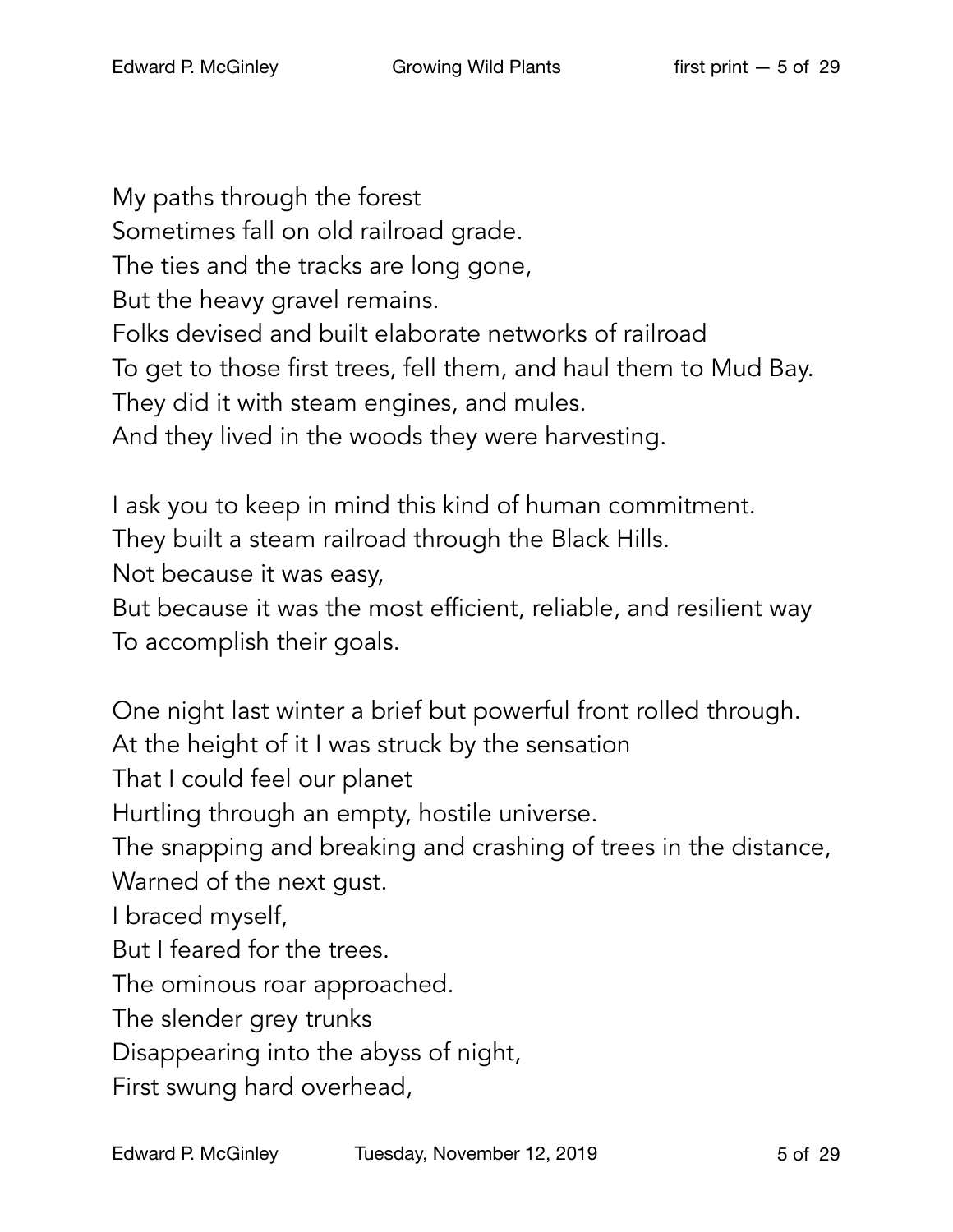My paths through the forest
Sometimes fall on old railroad grade.
The ties and the tracks are long gone,
But the heavy gravel remains.
Folks devised and built elaborate networks of railroad
To get to those first trees, fell them, and haul them to Mud Bay.
They did it with steam engines, and mules.
And they lived in the woods they were harvesting.

I ask you to keep in mind this kind of human commitment.
They built a steam railroad through the Black Hills.
Not because it was easy,
But because it was the most efficient, reliable, and resilient way
To accomplish their goals.

One night last winter a brief but powerful front rolled through.
At the height of it I was struck by the sensation
That I could feel our planet
Hurtling through an empty, hostile universe.
The snapping and breaking and crashing of trees in the distance,
Warned of the next gust.
I braced myself,
But I feared for the trees.
The ominous roar approached.
The slender grey trunks
Disappearing into the abyss of night,
First swung hard overhead,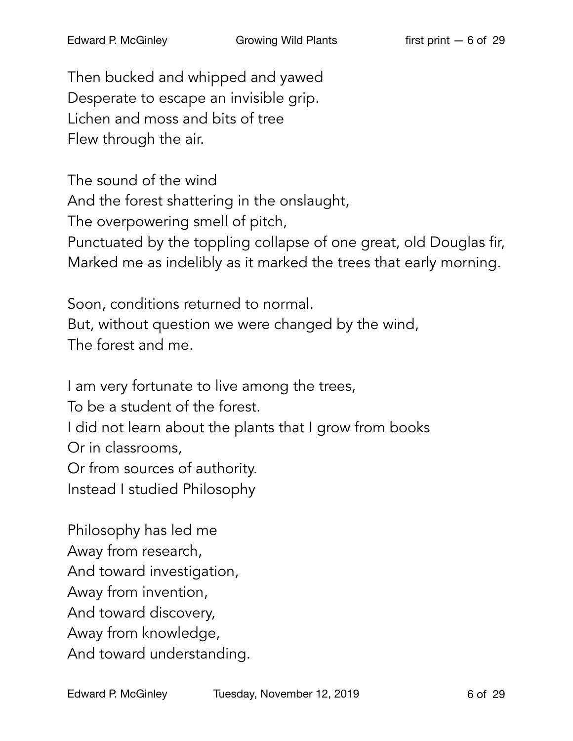Then bucked and whipped and yawed  
Desperate to escape an invisible grip.  
Lichen and moss and bits of tree  
Flew through the air.

The sound of the wind  
And the forest shattering in the onslaught,  
The overpowering smell of pitch,  
Punctuated by the toppling collapse of one great, old Douglas fir,  
Marked me as indelibly as it marked the trees that early morning.

Soon, conditions returned to normal.  
But, without question we were changed by the wind,  
The forest and me.

I am very fortunate to live among the trees,  
To be a student of the forest.  
I did not learn about the plants that I grow from books  
Or in classrooms,  
Or from sources of authority.  
Instead I studied Philosophy

Philosophy has led me  
Away from research,  
And toward investigation,  
Away from invention,  
And toward discovery,  
Away from knowledge,  
And toward understanding.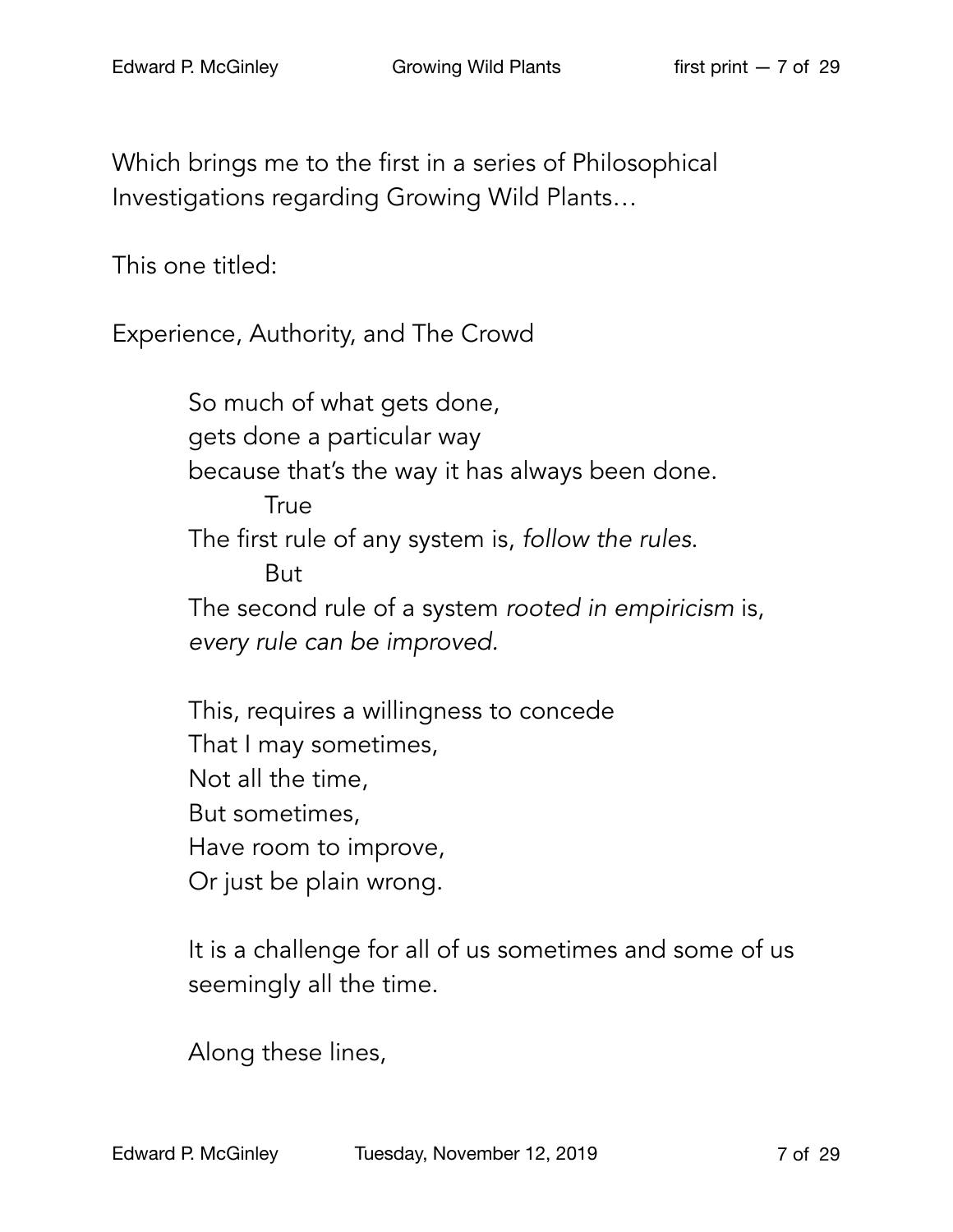Which brings me to the first in a series of Philosophical Investigations regarding Growing Wild Plants…

This one titled:

Experience, Authority, and The Crowd

> So much of what gets done,
> gets done a particular way
> because that's the way it has always been done.
> &nbsp;&nbsp;&nbsp;&nbsp;&nbsp;&nbsp;&nbsp;&nbsp;True
> The first rule of any system is, *follow the rules*.
> &nbsp;&nbsp;&nbsp;&nbsp;&nbsp;&nbsp;&nbsp;&nbsp;But
> The second rule of a system *rooted in empiricism* is,
> *every rule can be improved.*
>
> This, requires a willingness to concede
> That I may sometimes,
> Not all the time,
> But sometimes,
> Have room to improve,
> Or just be plain wrong.
>
> It is a challenge for all of us sometimes and some of us seemingly all the time.
>
> Along these lines,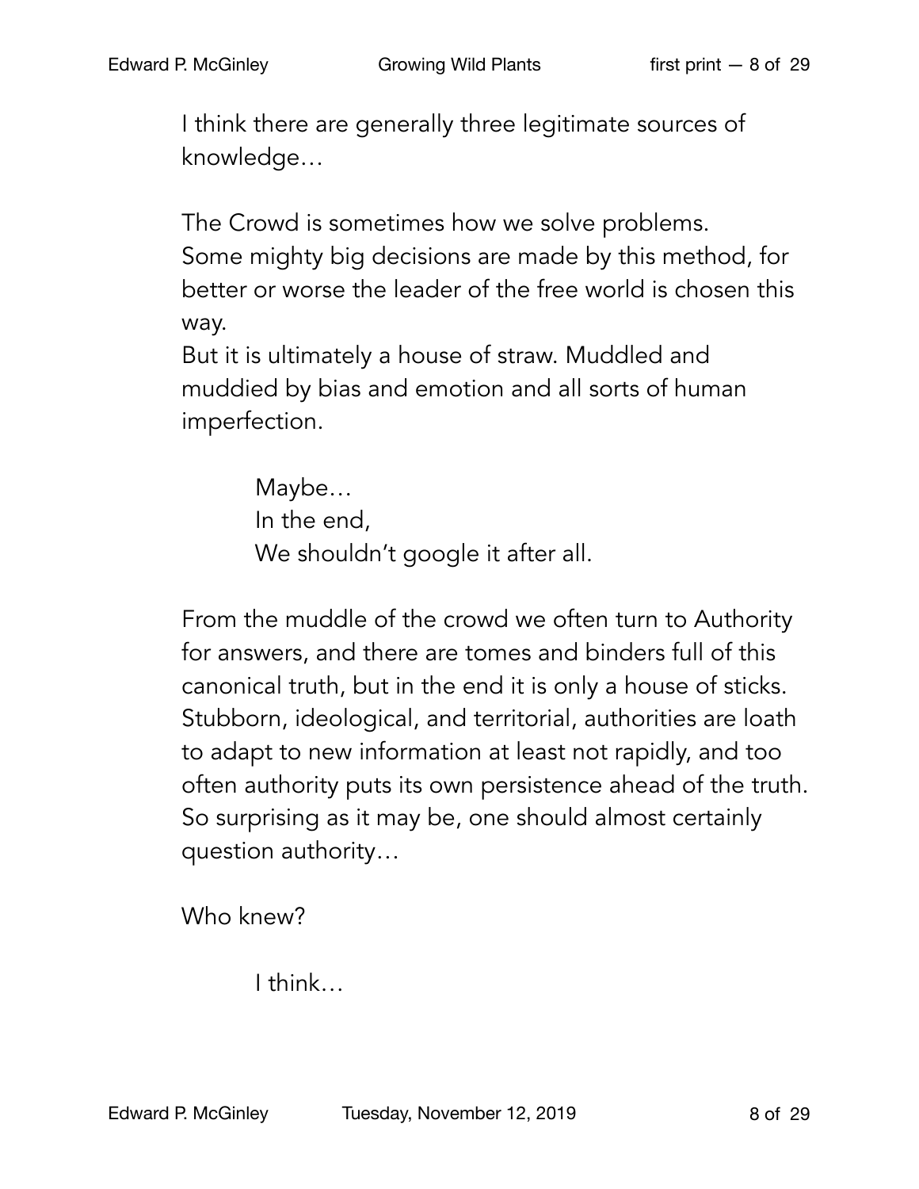I think there are generally three legitimate sources of knowledge…

The Crowd is sometimes how we solve problems.
Some mighty big decisions are made by this method, for better or worse the leader of the free world is chosen this way.
But it is ultimately a house of straw. Muddled and muddied by bias and emotion and all sorts of human imperfection.

> Maybe…
> In the end,
> We shouldn't google it after all.

From the muddle of the crowd we often turn to Authority for answers, and there are tomes and binders full of this canonical truth, but in the end it is only a house of sticks. Stubborn, ideological, and territorial, authorities are loath to adapt to new information at least not rapidly, and too often authority puts its own persistence ahead of the truth. So surprising as it may be, one should almost certainly question authority…

Who knew?

> I think…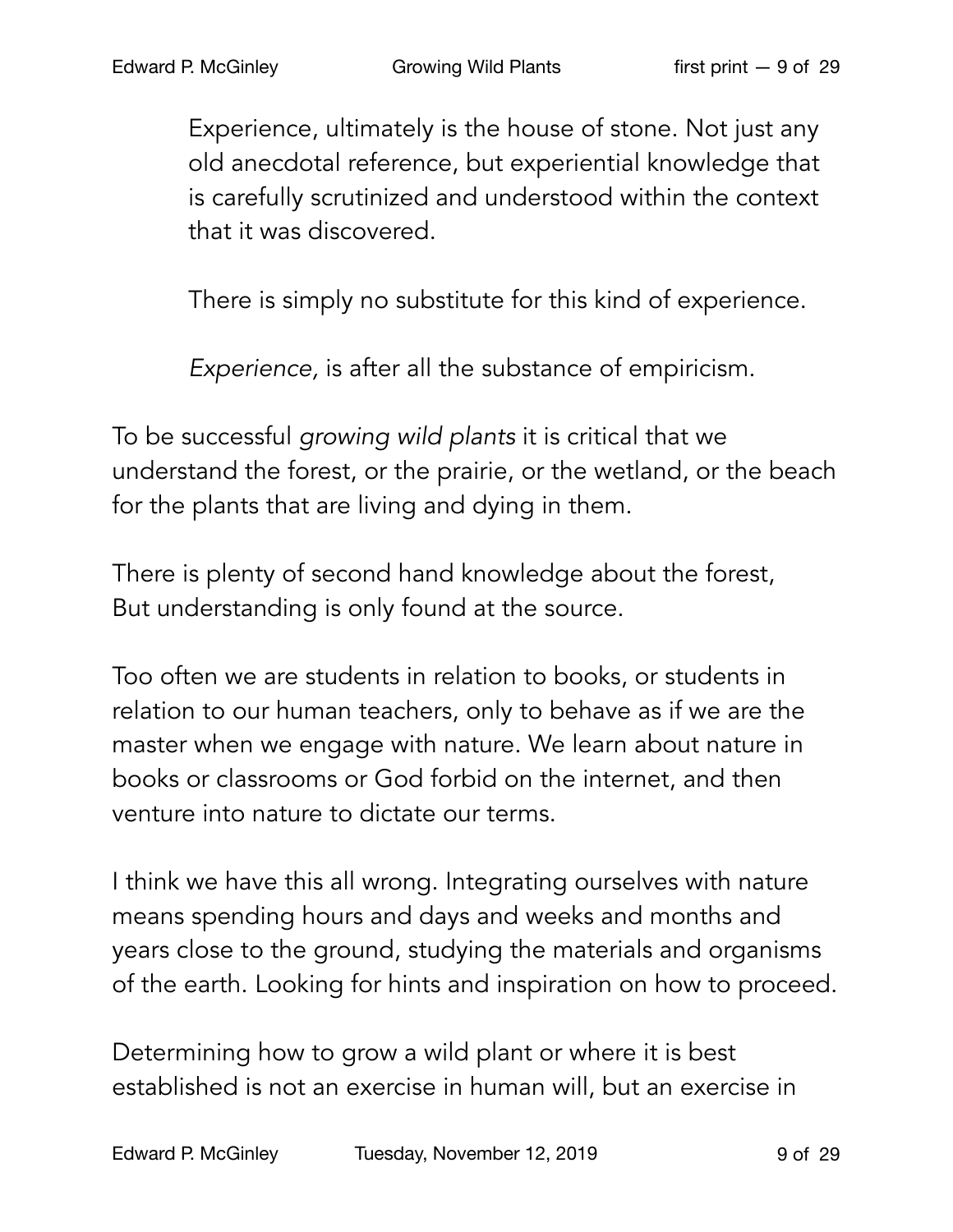> Experience, ultimately is the house of stone. Not just any old anecdotal reference, but experiential knowledge that is carefully scrutinized and understood within the context that it was discovered.
>
> There is simply no substitute for this kind of experience.
>
> *Experience,* is after all the substance of empiricism.

To be successful *growing wild plants* it is critical that we understand the forest, or the prairie, or the wetland, or the beach for the plants that are living and dying in them.

There is plenty of second hand knowledge about the forest,
But understanding is only found at the source.

Too often we are students in relation to books, or students in relation to our human teachers, only to behave as if we are the master when we engage with nature. We learn about nature in books or classrooms or God forbid on the internet, and then venture into nature to dictate our terms.

I think we have this all wrong. Integrating ourselves with nature means spending hours and days and weeks and months and years close to the ground, studying the materials and organisms of the earth. Looking for hints and inspiration on how to proceed.

Determining how to grow a wild plant or where it is best established is not an exercise in human will, but an exercise in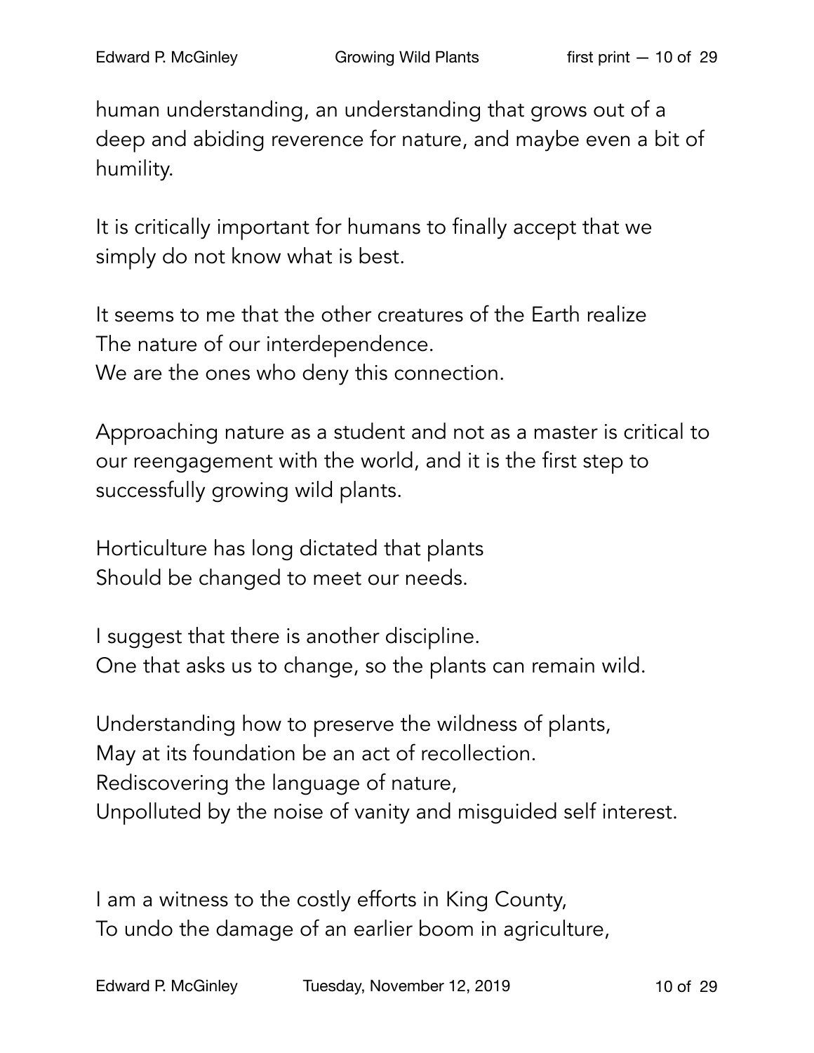human understanding, an understanding that grows out of a deep and abiding reverence for nature, and maybe even a bit of humility.

It is critically important for humans to finally accept that we simply do not know what is best.

It seems to me that the other creatures of the Earth realize
The nature of our interdependence.
We are the ones who deny this connection.

Approaching nature as a student and not as a master is critical to our reengagement with the world, and it is the first step to successfully growing wild plants.

Horticulture has long dictated that plants
Should be changed to meet our needs.

I suggest that there is another discipline.
One that asks us to change, so the plants can remain wild.

Understanding how to preserve the wildness of plants,
May at its foundation be an act of recollection.
Rediscovering the language of nature,
Unpolluted by the noise of vanity and misguided self interest.

I am a witness to the costly efforts in King County,
To undo the damage of an earlier boom in agriculture,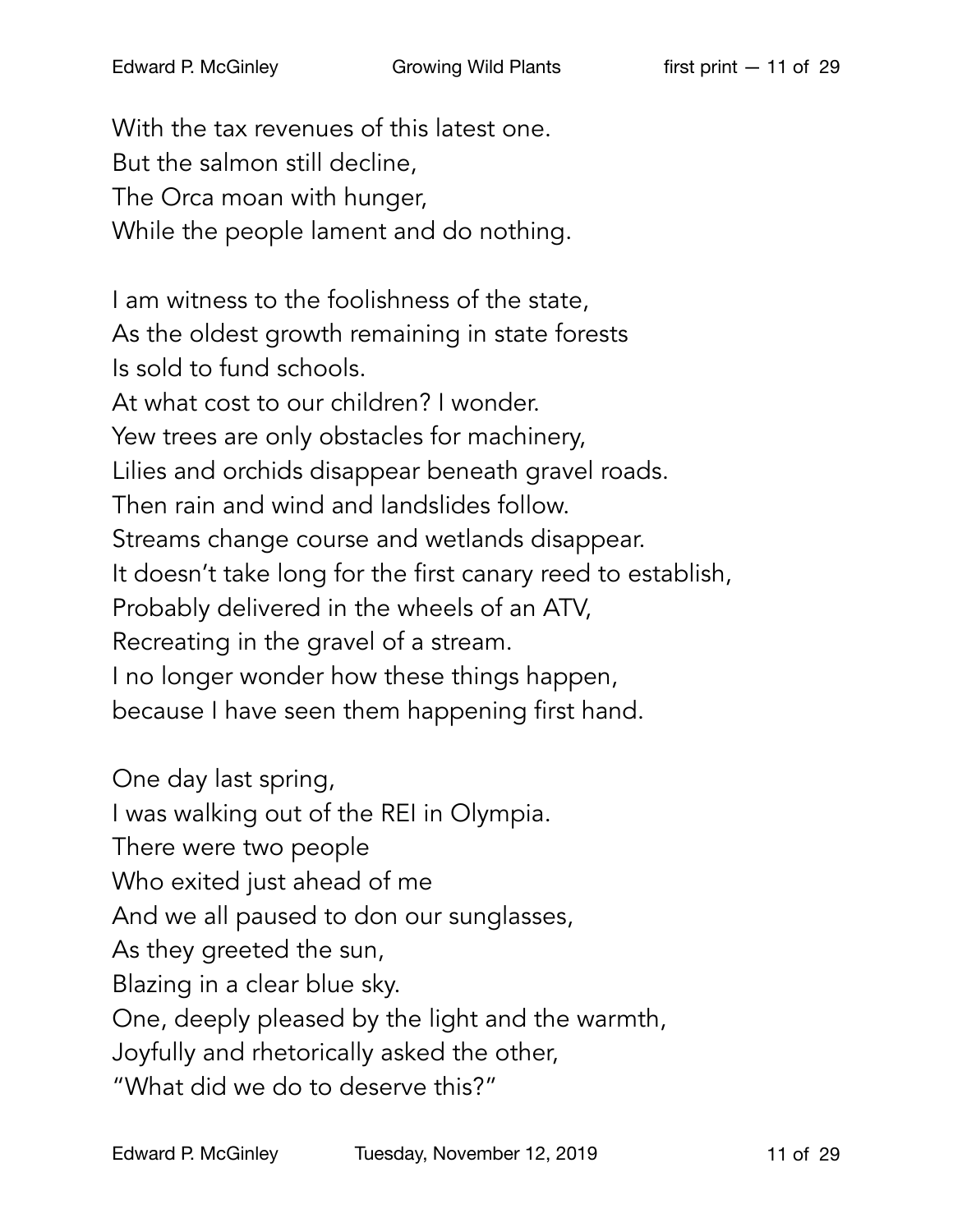With the tax revenues of this latest one.  
But the salmon still decline,  
The Orca moan with hunger,  
While the people lament and do nothing.

I am witness to the foolishness of the state,  
As the oldest growth remaining in state forests  
Is sold to fund schools.  
At what cost to our children? I wonder.  
Yew trees are only obstacles for machinery,  
Lilies and orchids disappear beneath gravel roads.  
Then rain and wind and landslides follow.  
Streams change course and wetlands disappear.  
It doesn't take long for the first canary reed to establish,  
Probably delivered in the wheels of an ATV,  
Recreating in the gravel of a stream.  
I no longer wonder how these things happen,  
because I have seen them happening first hand.

One day last spring,  
I was walking out of the REI in Olympia.  
There were two people  
Who exited just ahead of me  
And we all paused to don our sunglasses,  
As they greeted the sun,  
Blazing in a clear blue sky.  
One, deeply pleased by the light and the warmth,  
Joyfully and rhetorically asked the other,  
"What did we do to deserve this?"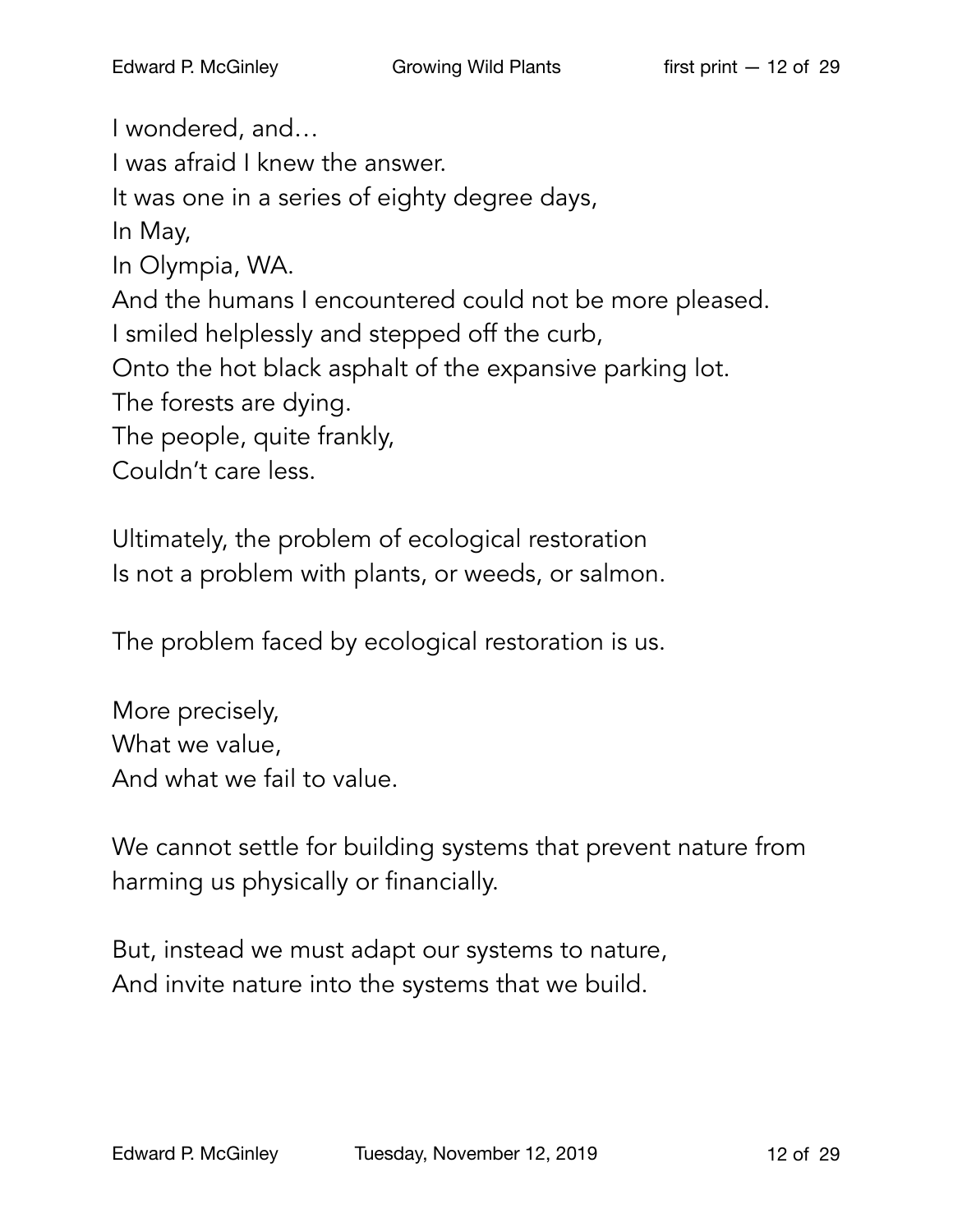I wondered, and…  
I was afraid I knew the answer.  
It was one in a series of eighty degree days,  
In May,  
In Olympia, WA.  
And the humans I encountered could not be more pleased.  
I smiled helplessly and stepped off the curb,  
Onto the hot black asphalt of the expansive parking lot.  
The forests are dying.  
The people, quite frankly,  
Couldn't care less.

Ultimately, the problem of ecological restoration  
Is not a problem with plants, or weeds, or salmon.

The problem faced by ecological restoration is us.

More precisely,  
What we value,  
And what we fail to value.

We cannot settle for building systems that prevent nature from harming us physically or financially.

But, instead we must adapt our systems to nature,  
And invite nature into the systems that we build.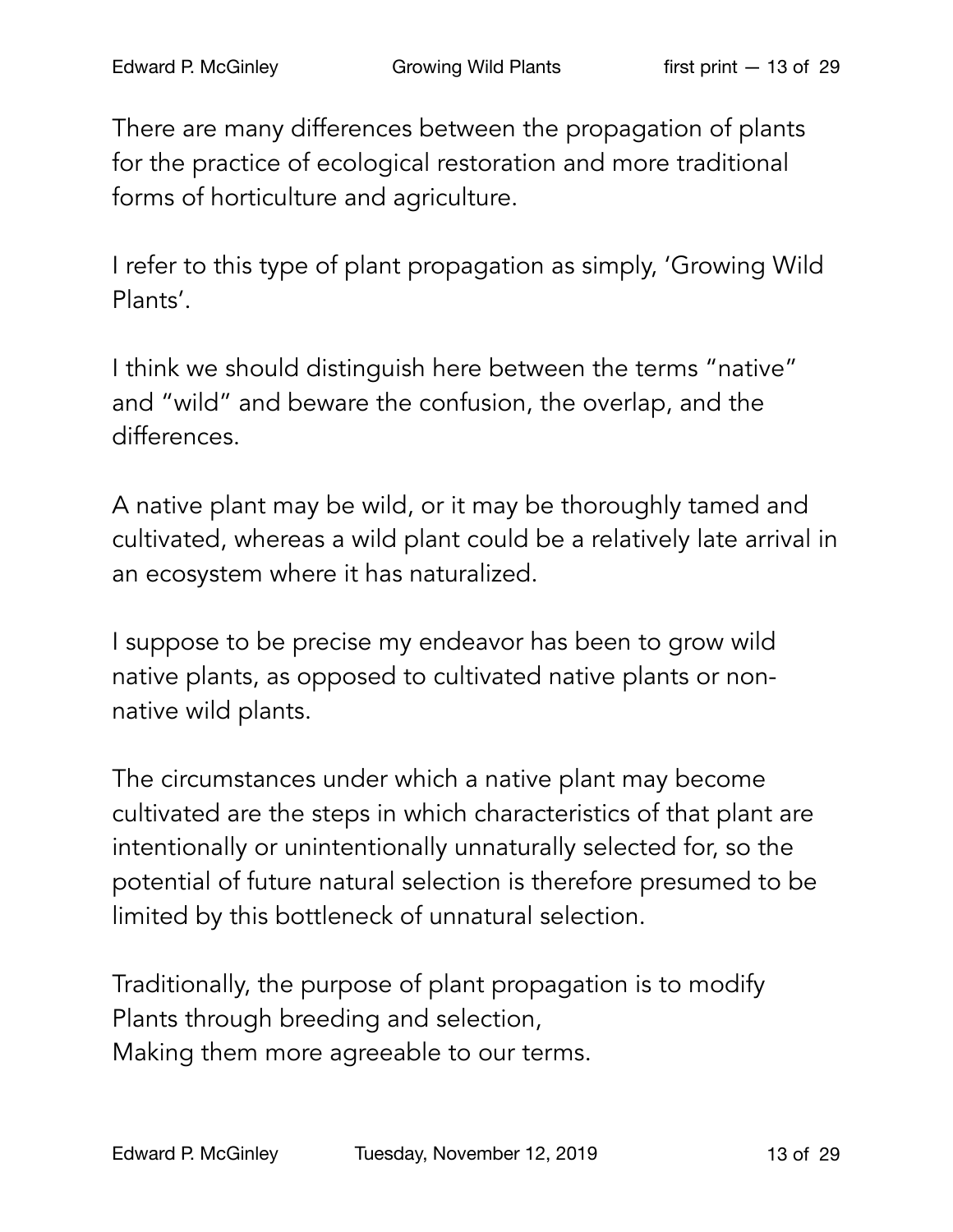There are many differences between the propagation of plants for the practice of ecological restoration and more traditional forms of horticulture and agriculture.

I refer to this type of plant propagation as simply, 'Growing Wild Plants'.

I think we should distinguish here between the terms "native" and "wild" and beware the confusion, the overlap, and the differences.

A native plant may be wild, or it may be thoroughly tamed and cultivated, whereas a wild plant could be a relatively late arrival in an ecosystem where it has naturalized.

I suppose to be precise my endeavor has been to grow wild native plants, as opposed to cultivated native plants or non-native wild plants.

The circumstances under which a native plant may become cultivated are the steps in which characteristics of that plant are intentionally or unintentionally unnaturally selected for, so the potential of future natural selection is therefore presumed to be limited by this bottleneck of unnatural selection.

Traditionally, the purpose of plant propagation is to modify  
Plants through breeding and selection,  
Making them more agreeable to our terms.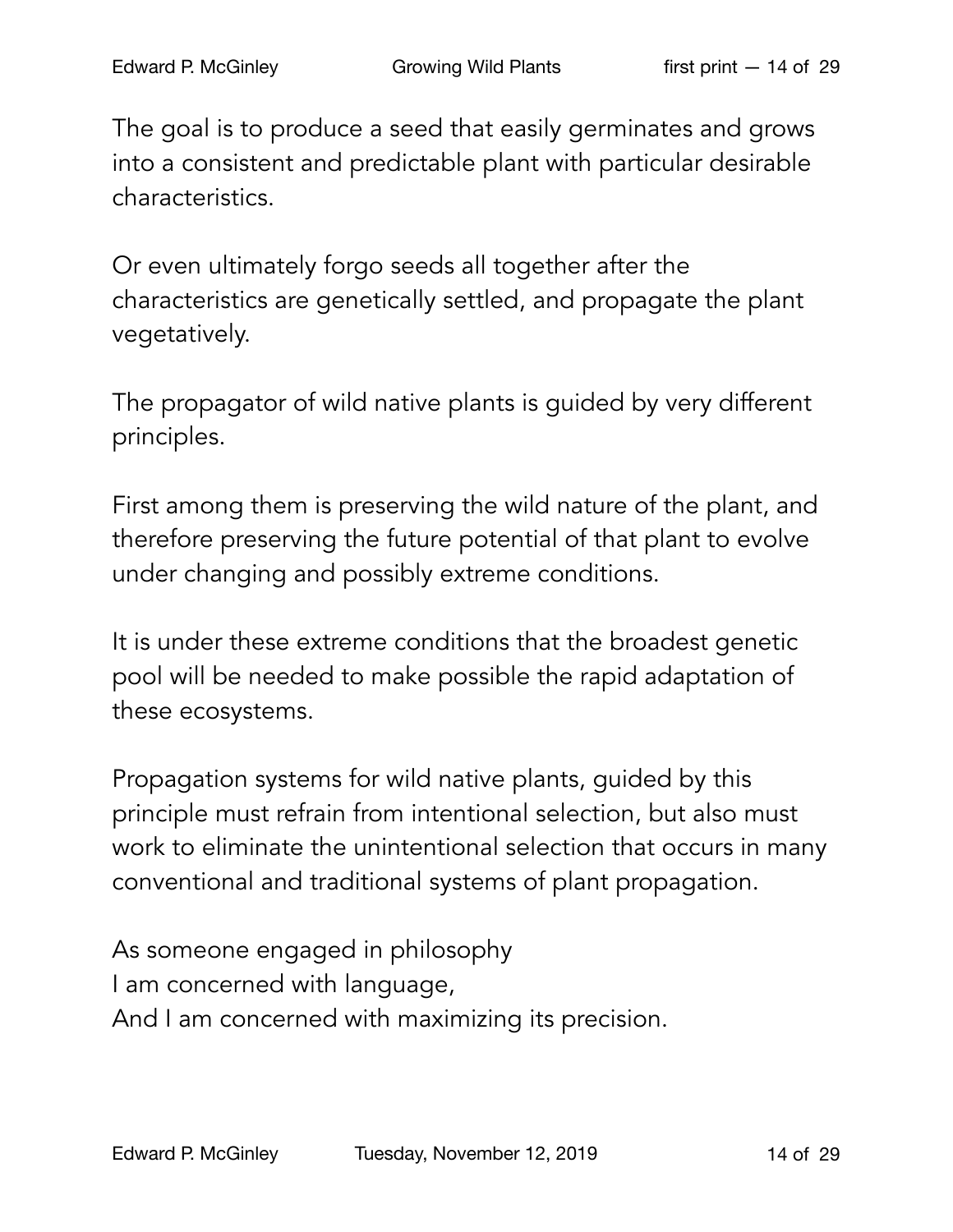The goal is to produce a seed that easily germinates and grows into a consistent and predictable plant with particular desirable characteristics.

Or even ultimately forgo seeds all together after the characteristics are genetically settled, and propagate the plant vegetatively.

The propagator of wild native plants is guided by very different principles.

First among them is preserving the wild nature of the plant, and therefore preserving the future potential of that plant to evolve under changing and possibly extreme conditions.

It is under these extreme conditions that the broadest genetic pool will be needed to make possible the rapid adaptation of these ecosystems.

Propagation systems for wild native plants, guided by this principle must refrain from intentional selection, but also must work to eliminate the unintentional selection that occurs in many conventional and traditional systems of plant propagation.

As someone engaged in philosophy  
I am concerned with language,  
And I am concerned with maximizing its precision.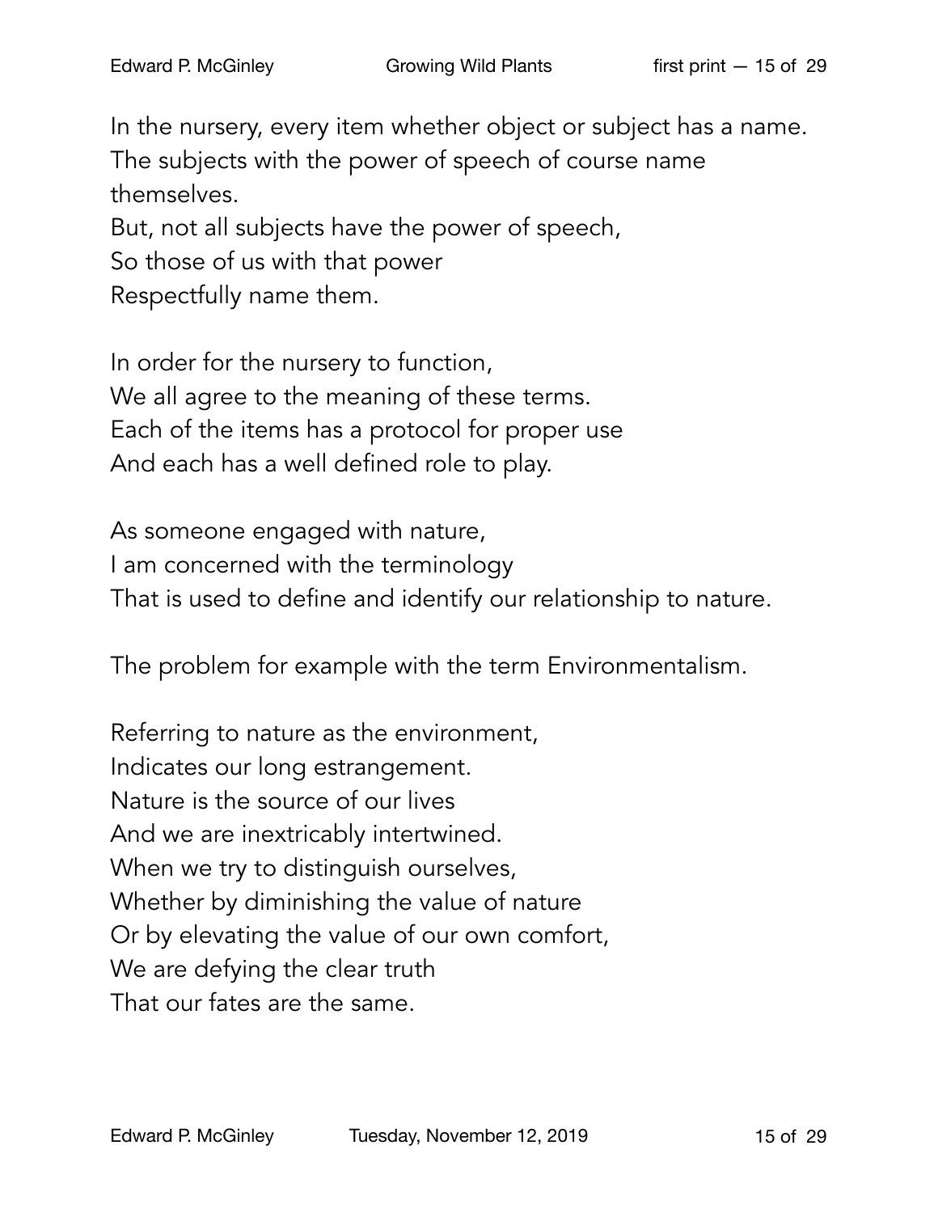In the nursery, every item whether object or subject has a name.
The subjects with the power of speech of course name themselves.
But, not all subjects have the power of speech,
So those of us with that power
Respectfully name them.

In order for the nursery to function,
We all agree to the meaning of these terms.
Each of the items has a protocol for proper use
And each has a well defined role to play.

As someone engaged with nature,
I am concerned with the terminology
That is used to define and identify our relationship to nature.

The problem for example with the term Environmentalism.

Referring to nature as the environment,
Indicates our long estrangement.
Nature is the source of our lives
And we are inextricably intertwined.
When we try to distinguish ourselves,
Whether by diminishing the value of nature
Or by elevating the value of our own comfort,
We are defying the clear truth
That our fates are the same.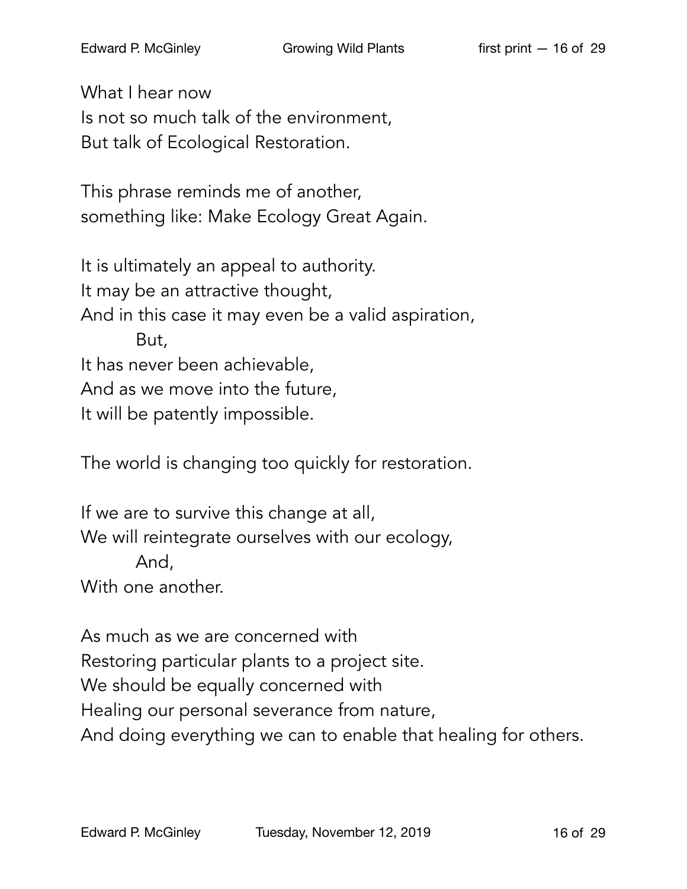What I hear now  
Is not so much talk of the environment,  
But talk of Ecological Restoration.

This phrase reminds me of another,  
something like: Make Ecology Great Again.

It is ultimately an appeal to authority.  
It may be an attractive thought,  
And in this case it may even be a valid aspiration,  
&nbsp;&nbsp;&nbsp;&nbsp;&nbsp;&nbsp;&nbsp;&nbsp;But,  
It has never been achievable,  
And as we move into the future,  
It will be patently impossible.

The world is changing too quickly for restoration.

If we are to survive this change at all,  
We will reintegrate ourselves with our ecology,  
&nbsp;&nbsp;&nbsp;&nbsp;&nbsp;&nbsp;&nbsp;&nbsp;And,  
With one another.

As much as we are concerned with  
Restoring particular plants to a project site.  
We should be equally concerned with  
Healing our personal severance from nature,  
And doing everything we can to enable that healing for others.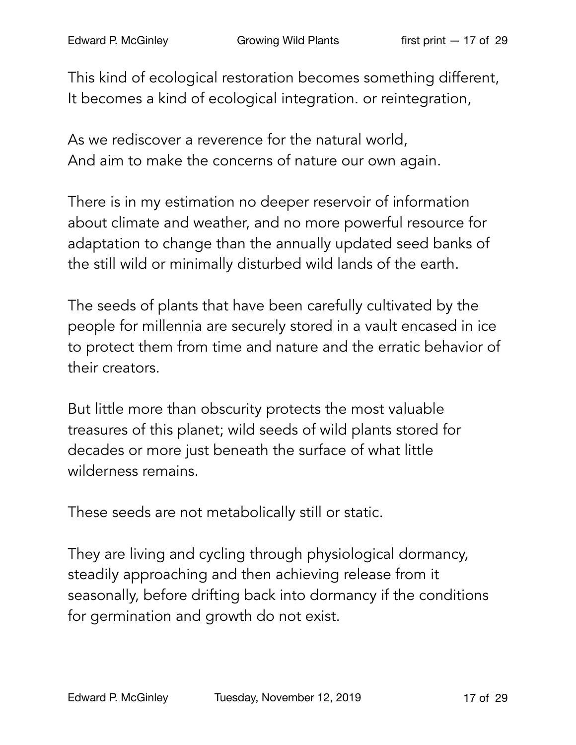This kind of ecological restoration becomes something different,
It becomes a kind of ecological integration. or reintegration,

As we rediscover a reverence for the natural world,
And aim to make the concerns of nature our own again.

There is in my estimation no deeper reservoir of information about climate and weather, and no more powerful resource for adaptation to change than the annually updated seed banks of the still wild or minimally disturbed wild lands of the earth.

The seeds of plants that have been carefully cultivated by the people for millennia are securely stored in a vault encased in ice to protect them from time and nature and the erratic behavior of their creators.

But little more than obscurity protects the most valuable treasures of this planet; wild seeds of wild plants stored for decades or more just beneath the surface of what little wilderness remains.

These seeds are not metabolically still or static.

They are living and cycling through physiological dormancy, steadily approaching and then achieving release from it seasonally, before drifting back into dormancy if the conditions for germination and growth do not exist.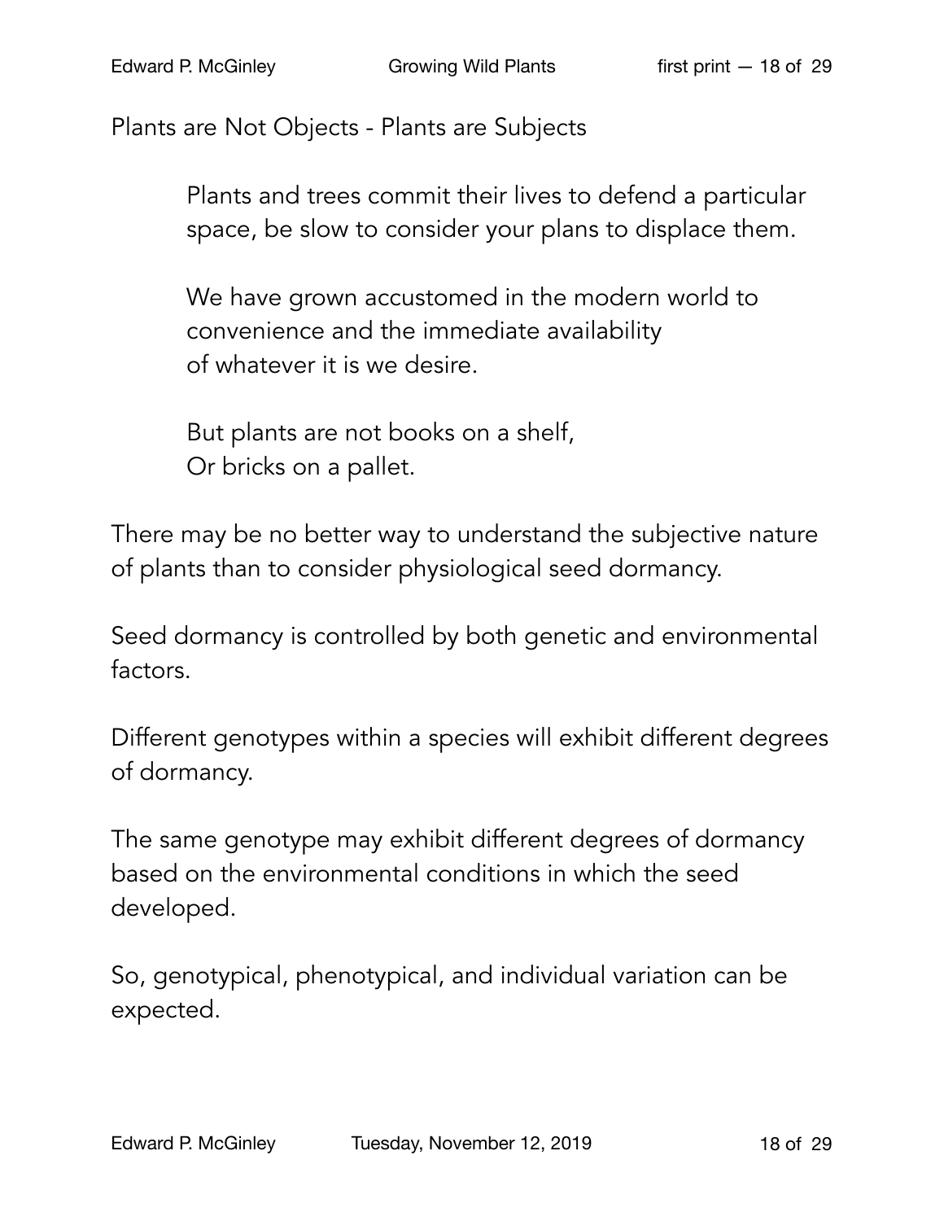## Plants are Not Objects - Plants are Subjects

> Plants and trees commit their lives to defend a particular space, be slow to consider your plans to displace them.
>
> We have grown accustomed in the modern world to convenience and the immediate availability of whatever it is we desire.
>
> But plants are not books on a shelf,
> Or bricks on a pallet.

There may be no better way to understand the subjective nature of plants than to consider physiological seed dormancy.

Seed dormancy is controlled by both genetic and environmental factors.

Different genotypes within a species will exhibit different degrees of dormancy.

The same genotype may exhibit different degrees of dormancy based on the environmental conditions in which the seed developed.

So, genotypical, phenotypical, and individual variation can be expected.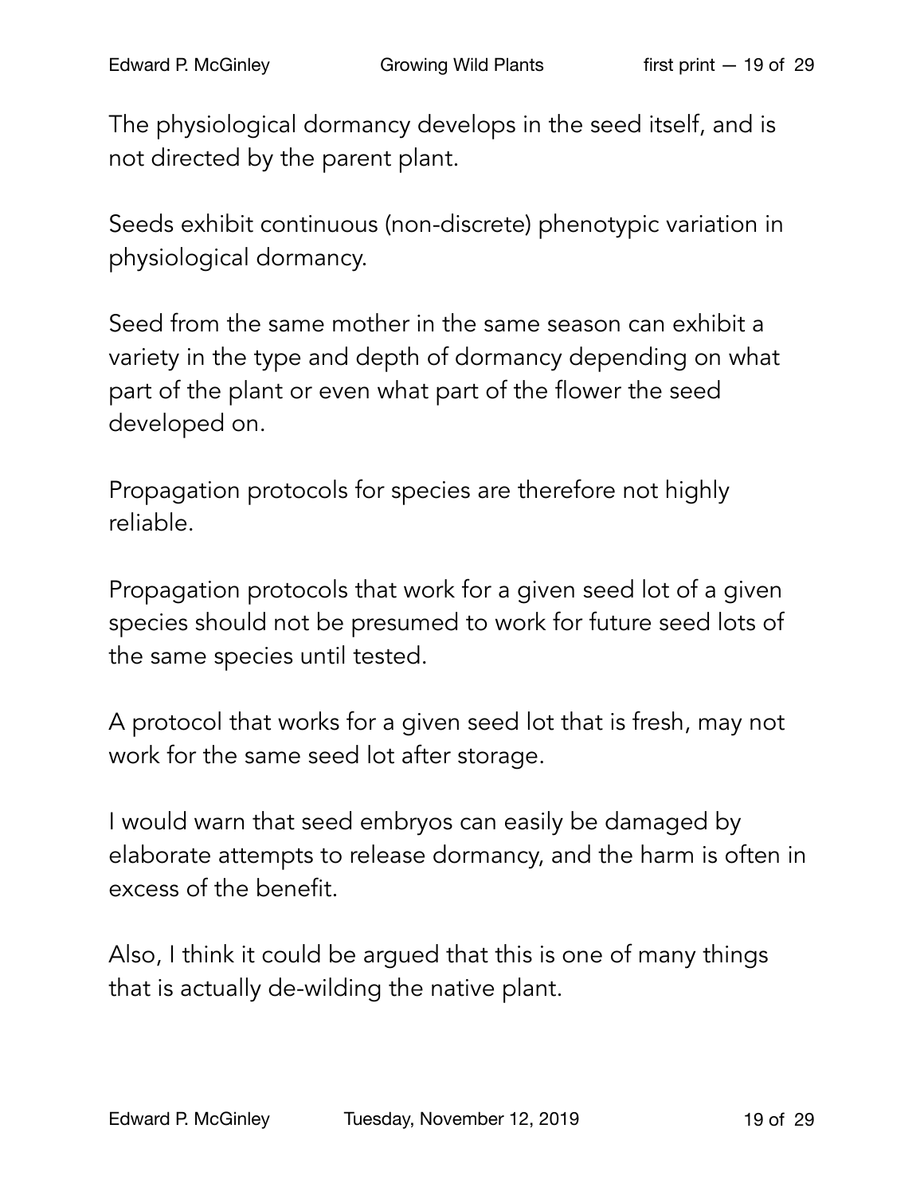The physiological dormancy develops in the seed itself, and is not directed by the parent plant.

Seeds exhibit continuous (non-discrete) phenotypic variation in physiological dormancy.

Seed from the same mother in the same season can exhibit a variety in the type and depth of dormancy depending on what part of the plant or even what part of the flower the seed developed on.

Propagation protocols for species are therefore not highly reliable.

Propagation protocols that work for a given seed lot of a given species should not be presumed to work for future seed lots of the same species until tested.

A protocol that works for a given seed lot that is fresh, may not work for the same seed lot after storage.

I would warn that seed embryos can easily be damaged by elaborate attempts to release dormancy, and the harm is often in excess of the benefit.

Also, I think it could be argued that this is one of many things that is actually de-wilding the native plant.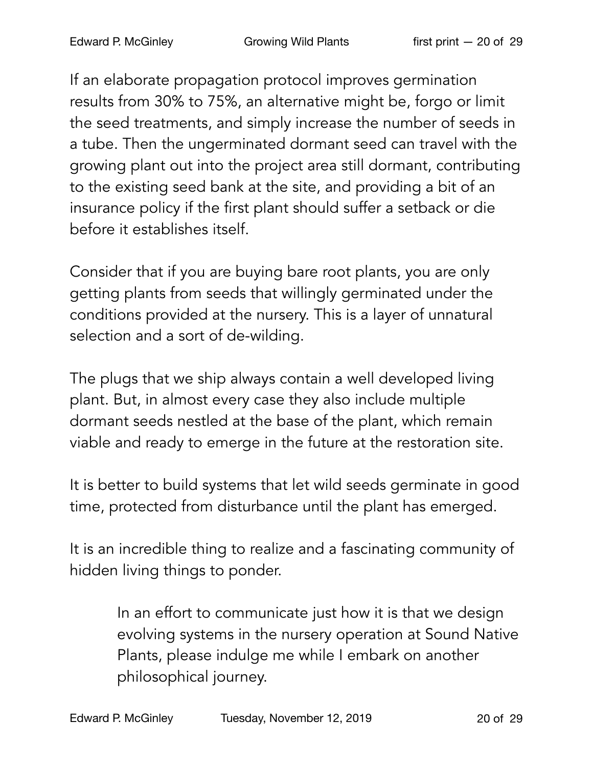If an elaborate propagation protocol improves germination results from 30% to 75%, an alternative might be, forgo or limit the seed treatments, and simply increase the number of seeds in a tube. Then the ungerminated dormant seed can travel with the growing plant out into the project area still dormant, contributing to the existing seed bank at the site, and providing a bit of an insurance policy if the first plant should suffer a setback or die before it establishes itself.

Consider that if you are buying bare root plants, you are only getting plants from seeds that willingly germinated under the conditions provided at the nursery. This is a layer of unnatural selection and a sort of de-wilding.

The plugs that we ship always contain a well developed living plant. But, in almost every case they also include multiple dormant seeds nestled at the base of the plant, which remain viable and ready to emerge in the future at the restoration site.

It is better to build systems that let wild seeds germinate in good time, protected from disturbance until the plant has emerged.

It is an incredible thing to realize and a fascinating community of hidden living things to ponder.

> In an effort to communicate just how it is that we design evolving systems in the nursery operation at Sound Native Plants, please indulge me while I embark on another philosophical journey.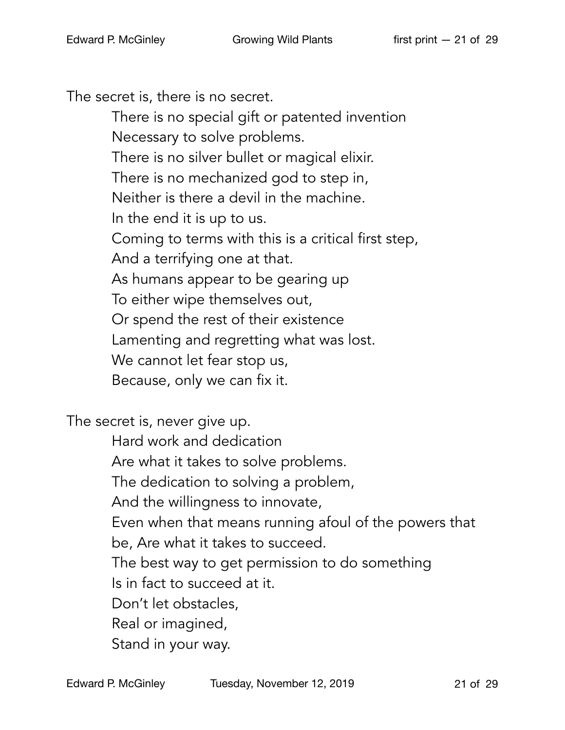The secret is, there is no secret.
  There is no special gift or patented invention
  Necessary to solve problems.
  There is no silver bullet or magical elixir.
  There is no mechanized god to step in,
  Neither is there a devil in the machine.
  In the end it is up to us.
  Coming to terms with this is a critical first step,
  And a terrifying one at that.
  As humans appear to be gearing up
  To either wipe themselves out,
  Or spend the rest of their existence
  Lamenting and regretting what was lost.
  We cannot let fear stop us,
  Because, only we can fix it.

The secret is, never give up.
  Hard work and dedication
  Are what it takes to solve problems.
  The dedication to solving a problem,
  And the willingness to innovate,
  Even when that means running afoul of the powers that be, Are what it takes to succeed.
  The best way to get permission to do something
  Is in fact to succeed at it.
  Don't let obstacles,
  Real or imagined,
  Stand in your way.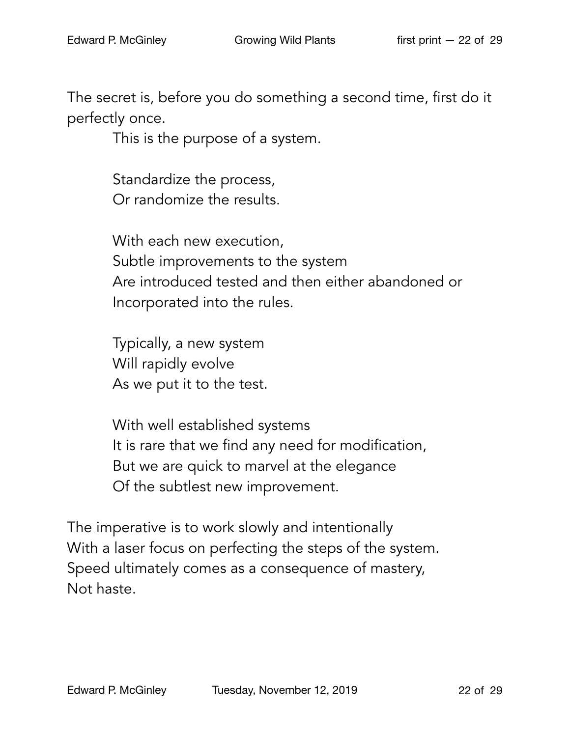The secret is, before you do something a second time, first do it perfectly once.

This is the purpose of a system.

Standardize the process,  
Or randomize the results.

With each new execution,  
Subtle improvements to the system  
Are introduced tested and then either abandoned or  
Incorporated into the rules.

Typically, a new system  
Will rapidly evolve  
As we put it to the test.

With well established systems  
It is rare that we find any need for modification,  
But we are quick to marvel at the elegance  
Of the subtlest new improvement.

The imperative is to work slowly and intentionally  
With a laser focus on perfecting the steps of the system.  
Speed ultimately comes as a consequence of mastery,  
Not haste.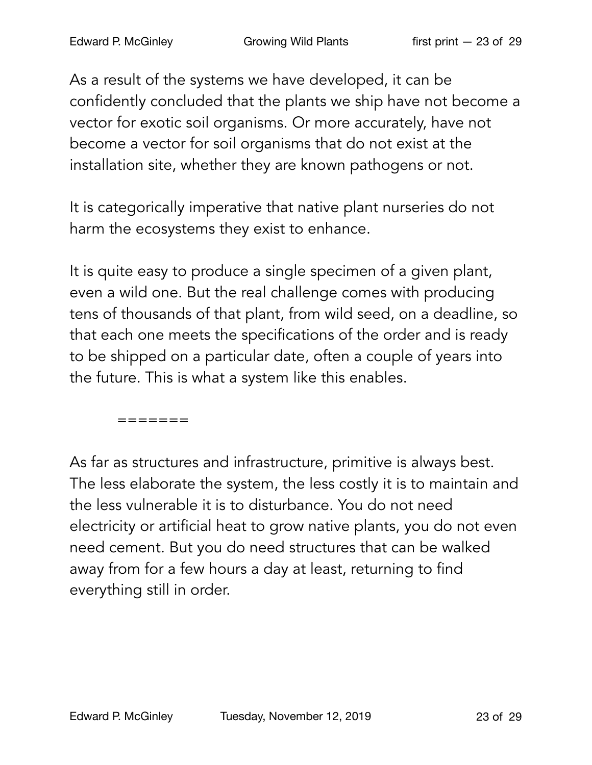As a result of the systems we have developed, it can be confidently concluded that the plants we ship have not become a vector for exotic soil organisms. Or more accurately, have not become a vector for soil organisms that do not exist at the installation site, whether they are known pathogens or not.

It is categorically imperative that native plant nurseries do not harm the ecosystems they exist to enhance.

It is quite easy to produce a single specimen of a given plant, even a wild one. But the real challenge comes with producing tens of thousands of that plant, from wild seed, on a deadline, so that each one meets the specifications of the order and is ready to be shipped on a particular date, often a couple of years into the future. This is what a system like this enables.

=======

As far as structures and infrastructure, primitive is always best. The less elaborate the system, the less costly it is to maintain and the less vulnerable it is to disturbance. You do not need electricity or artificial heat to grow native plants, you do not even need cement. But you do need structures that can be walked away from for a few hours a day at least, returning to find everything still in order.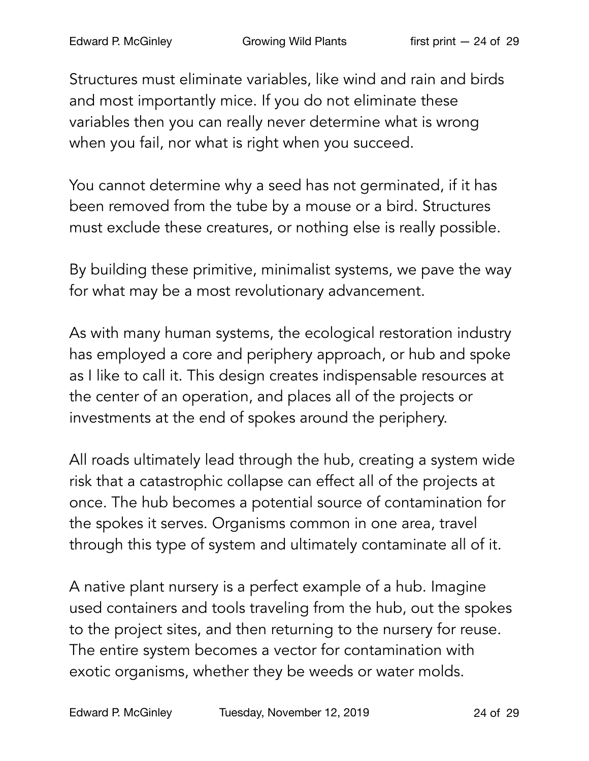Structures must eliminate variables, like wind and rain and birds and most importantly mice. If you do not eliminate these variables then you can really never determine what is wrong when you fail, nor what is right when you succeed.

You cannot determine why a seed has not germinated, if it has been removed from the tube by a mouse or a bird. Structures must exclude these creatures, or nothing else is really possible.

By building these primitive, minimalist systems, we pave the way for what may be a most revolutionary advancement.

As with many human systems, the ecological restoration industry has employed a core and periphery approach, or hub and spoke as I like to call it. This design creates indispensable resources at the center of an operation, and places all of the projects or investments at the end of spokes around the periphery.

All roads ultimately lead through the hub, creating a system wide risk that a catastrophic collapse can effect all of the projects at once. The hub becomes a potential source of contamination for the spokes it serves. Organisms common in one area, travel through this type of system and ultimately contaminate all of it.

A native plant nursery is a perfect example of a hub. Imagine used containers and tools traveling from the hub, out the spokes to the project sites, and then returning to the nursery for reuse. The entire system becomes a vector for contamination with exotic organisms, whether they be weeds or water molds.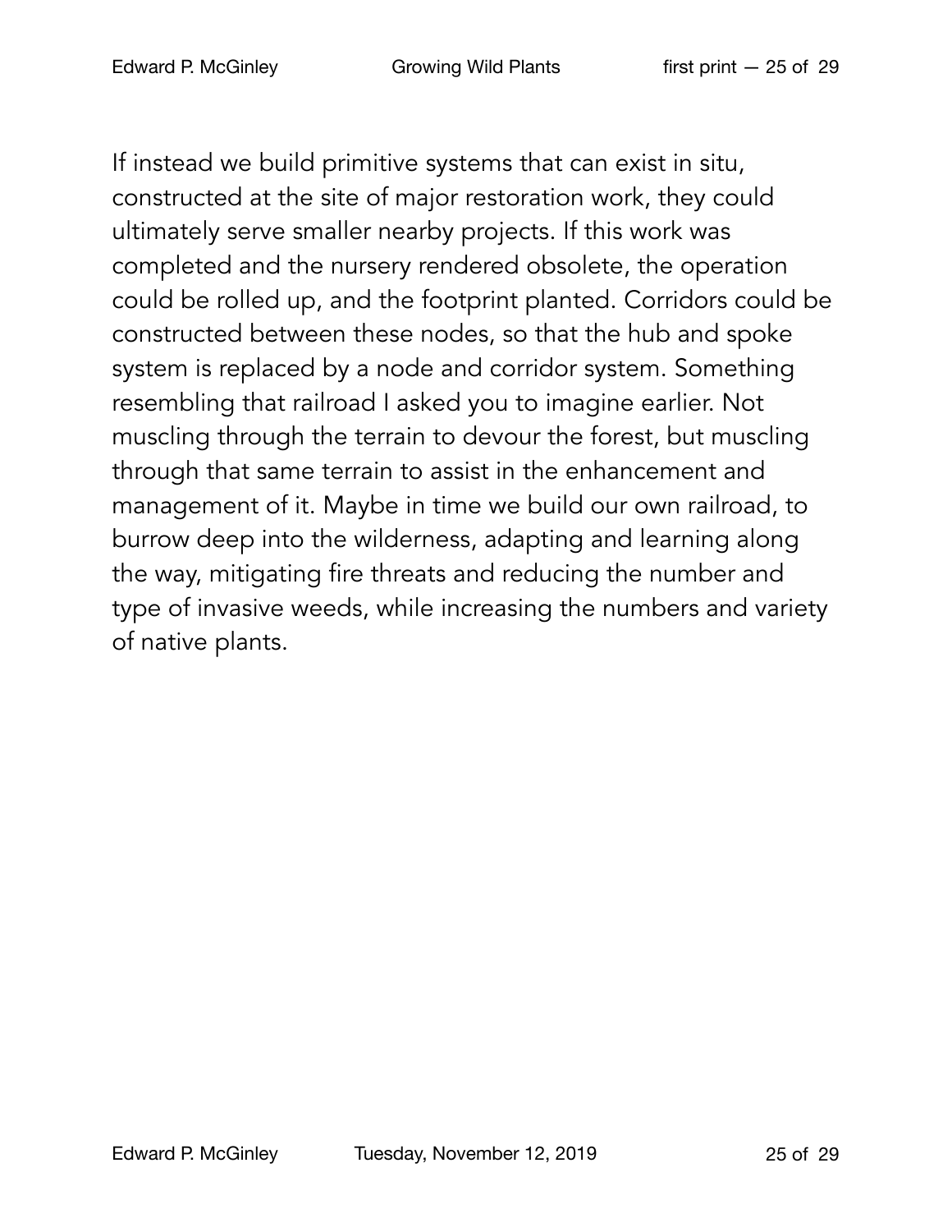If instead we build primitive systems that can exist in situ, constructed at the site of major restoration work, they could ultimately serve smaller nearby projects. If this work was completed and the nursery rendered obsolete, the operation could be rolled up, and the footprint planted. Corridors could be constructed between these nodes, so that the hub and spoke system is replaced by a node and corridor system. Something resembling that railroad I asked you to imagine earlier. Not muscling through the terrain to devour the forest, but muscling through that same terrain to assist in the enhancement and management of it. Maybe in time we build our own railroad, to burrow deep into the wilderness, adapting and learning along the way, mitigating fire threats and reducing the number and type of invasive weeds, while increasing the numbers and variety of native plants.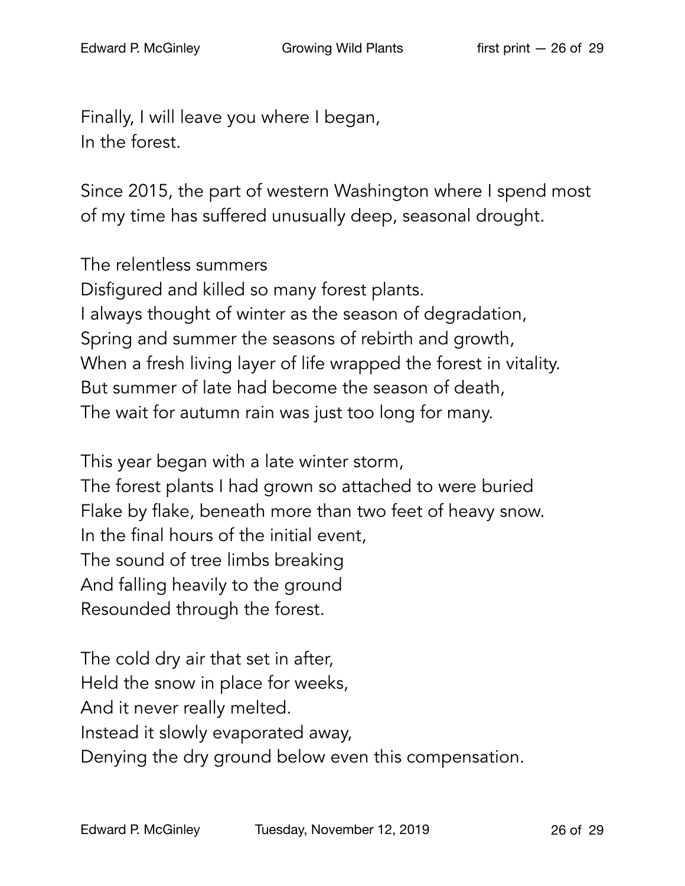Finally, I will leave you where I began,  
In the forest.

Since 2015, the part of western Washington where I spend most of my time has suffered unusually deep, seasonal drought.

The relentless summers  
Disfigured and killed so many forest plants.  
I always thought of winter as the season of degradation,  
Spring and summer the seasons of rebirth and growth,  
When a fresh living layer of life wrapped the forest in vitality.  
But summer of late had become the season of death,  
The wait for autumn rain was just too long for many.

This year began with a late winter storm,  
The forest plants I had grown so attached to were buried  
Flake by flake, beneath more than two feet of heavy snow.  
In the final hours of the initial event,  
The sound of tree limbs breaking  
And falling heavily to the ground  
Resounded through the forest.

The cold dry air that set in after,  
Held the snow in place for weeks,  
And it never really melted.  
Instead it slowly evaporated away,  
Denying the dry ground below even this compensation.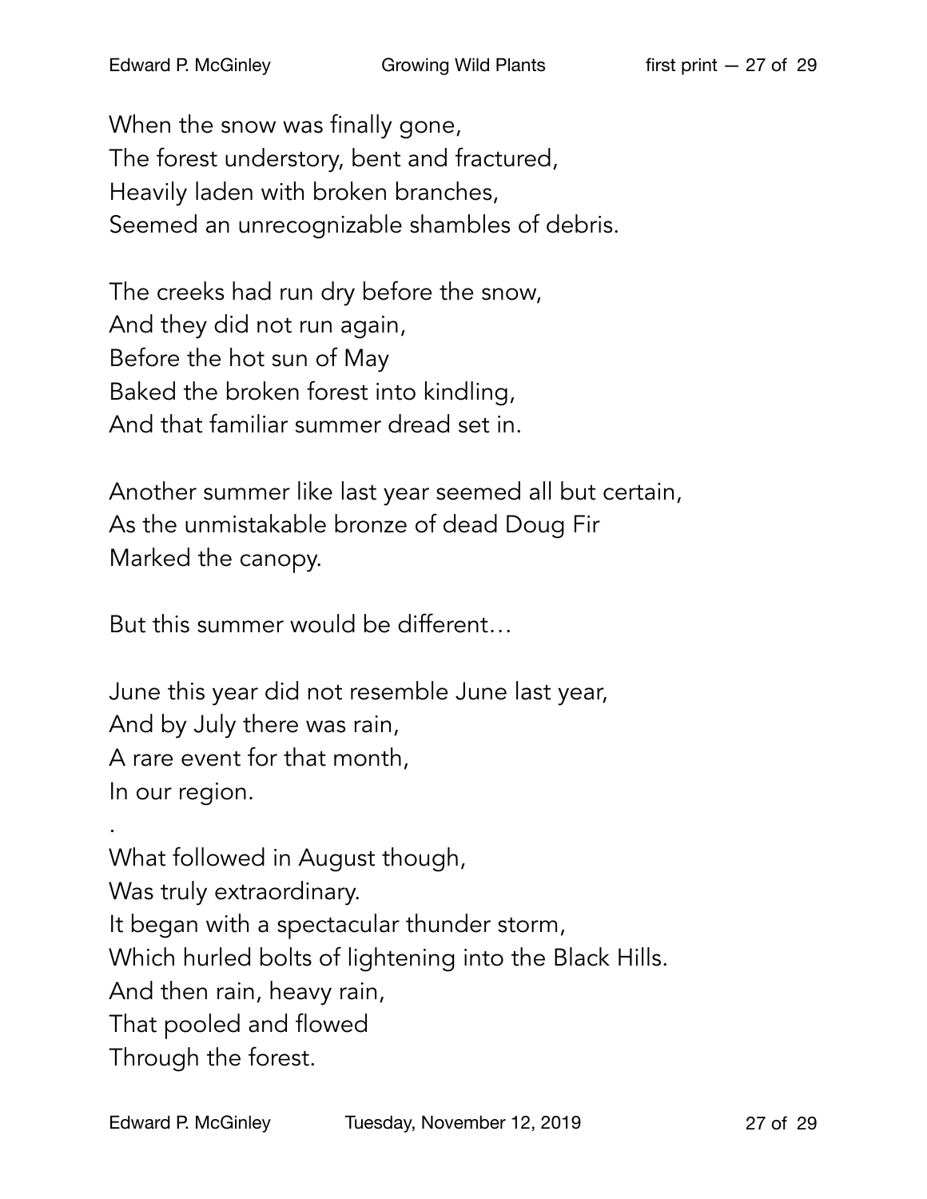When the snow was finally gone,  
The forest understory, bent and fractured,  
Heavily laden with broken branches,  
Seemed an unrecognizable shambles of debris.

The creeks had run dry before the snow,  
And they did not run again,  
Before the hot sun of May  
Baked the broken forest into kindling,  
And that familiar summer dread set in.

Another summer like last year seemed all but certain,  
As the unmistakable bronze of dead Doug Fir  
Marked the canopy.

But this summer would be different…

June this year did not resemble June last year,  
And by July there was rain,  
A rare event for that month,  
In our region.

.  
What followed in August though,  
Was truly extraordinary.  
It began with a spectacular thunder storm,  
Which hurled bolts of lightening into the Black Hills.  
And then rain, heavy rain,  
That pooled and flowed  
Through the forest.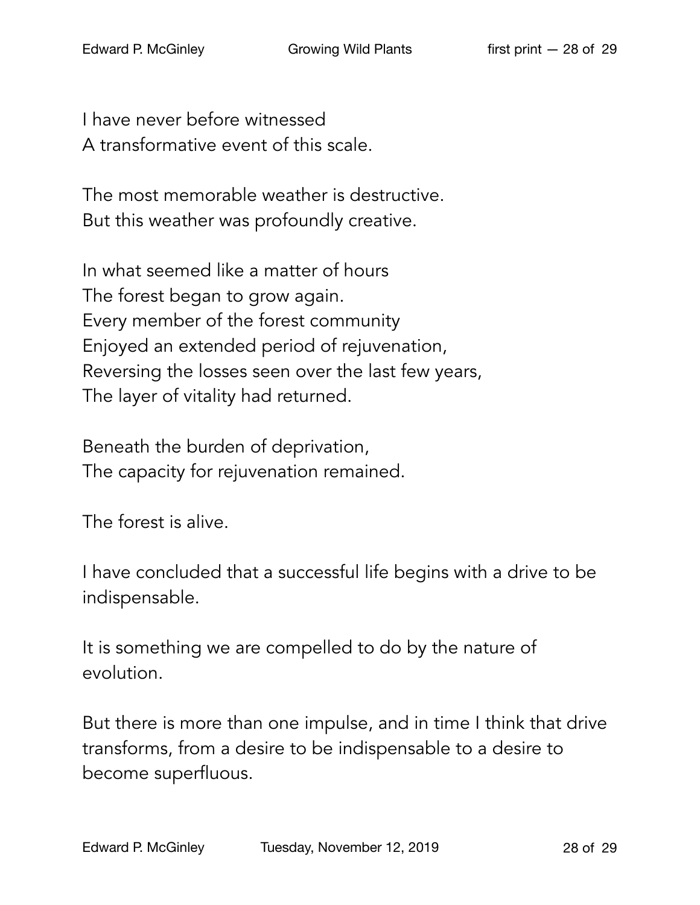I have never before witnessed
A transformative event of this scale.

The most memorable weather is destructive.
But this weather was profoundly creative.

In what seemed like a matter of hours
The forest began to grow again.
Every member of the forest community
Enjoyed an extended period of rejuvenation,
Reversing the losses seen over the last few years,
The layer of vitality had returned.

Beneath the burden of deprivation,
The capacity for rejuvenation remained.

The forest is alive.

I have concluded that a successful life begins with a drive to be indispensable.

It is something we are compelled to do by the nature of evolution.

But there is more than one impulse, and in time I think that drive transforms, from a desire to be indispensable to a desire to become superfluous.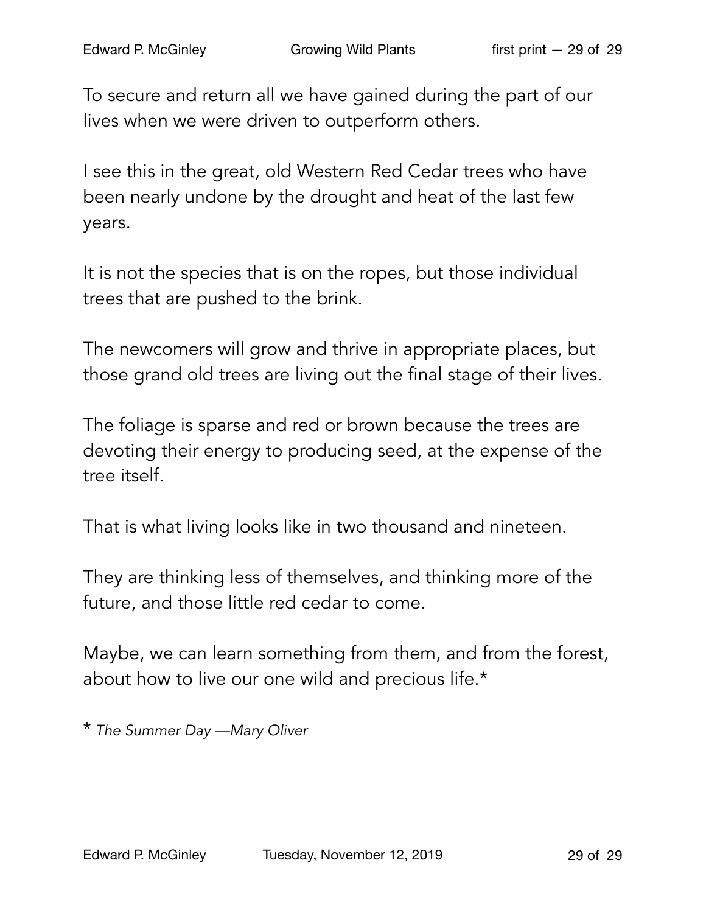To secure and return all we have gained during the part of our lives when we were driven to outperform others.

I see this in the great, old Western Red Cedar trees who have been nearly undone by the drought and heat of the last few years.

It is not the species that is on the ropes, but those individual trees that are pushed to the brink.

The newcomers will grow and thrive in appropriate places, but those grand old trees are living out the final stage of their lives.

The foliage is sparse and red or brown because the trees are devoting their energy to producing seed, at the expense of the tree itself.

That is what living looks like in two thousand and nineteen.

They are thinking less of themselves, and thinking more of the future, and those little red cedar to come.

Maybe, we can learn something from them, and from the forest, about how to live our one wild and precious life.*

* *The Summer Day —Mary Oliver*